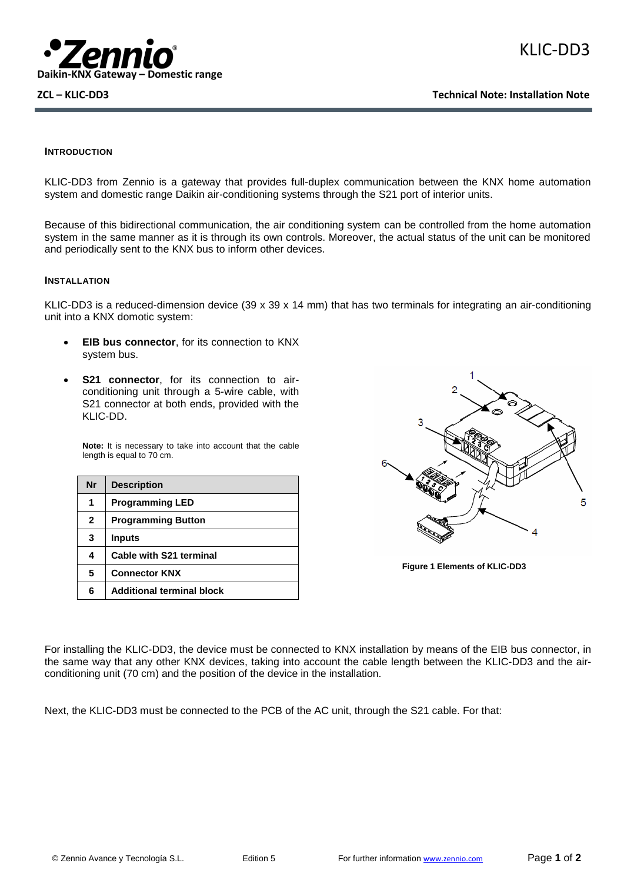# KLIC-DD3

**Daikin-KNX Gateway – Domestic range**

**ZCL – KLIC-DD3**

**Technical Note: Installation Note**

## INTRODUCTION

KLIC-DD3 from Zennio is a gateway that provides full-duplex communication between the KNX home automation system and domestic range Daikin air-conditioning systems through the S21 port of interior units.

Because of this bidirectional communication, the air conditioning system can be controlled from the home automation system in the same manner as it is through its own controls. Moreover, the actual status of the unit can be monitored and periodically sent to the KNX bus to inform other devices.

## INSTALLATION

KLIC-DD3 is a reduced-dimension device (39 x 39 x 14 mm) that has two terminals for integrating an air-conditioning unit into a KNX domotic system:

- **EIB bus connector**, for its connection to KNX system bus.
- **S21 connector**, for its connection to air-conditioning unit through a 5-wire cable, with S21 connector at both ends, provided with the KLIC-DD.

**Note:** It is necessary to take into account that the cable length is equal to 70 cm.

| Nr | Description |
|---|---|
| 1 | Programming LED |
| 2 | Programming Button |
| 3 | Inputs |
| 4 | Cable with S21 terminal |
| 5 | Connector KNX |
| 6 | Additional terminal block |

**Figure 1 Elements of KLIC-DD3**

For installing the KLIC-DD3, the device must be connected to KNX installation by means of the EIB bus connector, in the same way that any other KNX devices, taking into account the cable length between the KLIC-DD3 and the air-conditioning unit (70 cm) and the position of the device in the installation.

Next, the KLIC-DD3 must be connected to the PCB of the AC unit, through the S21 cable. For that: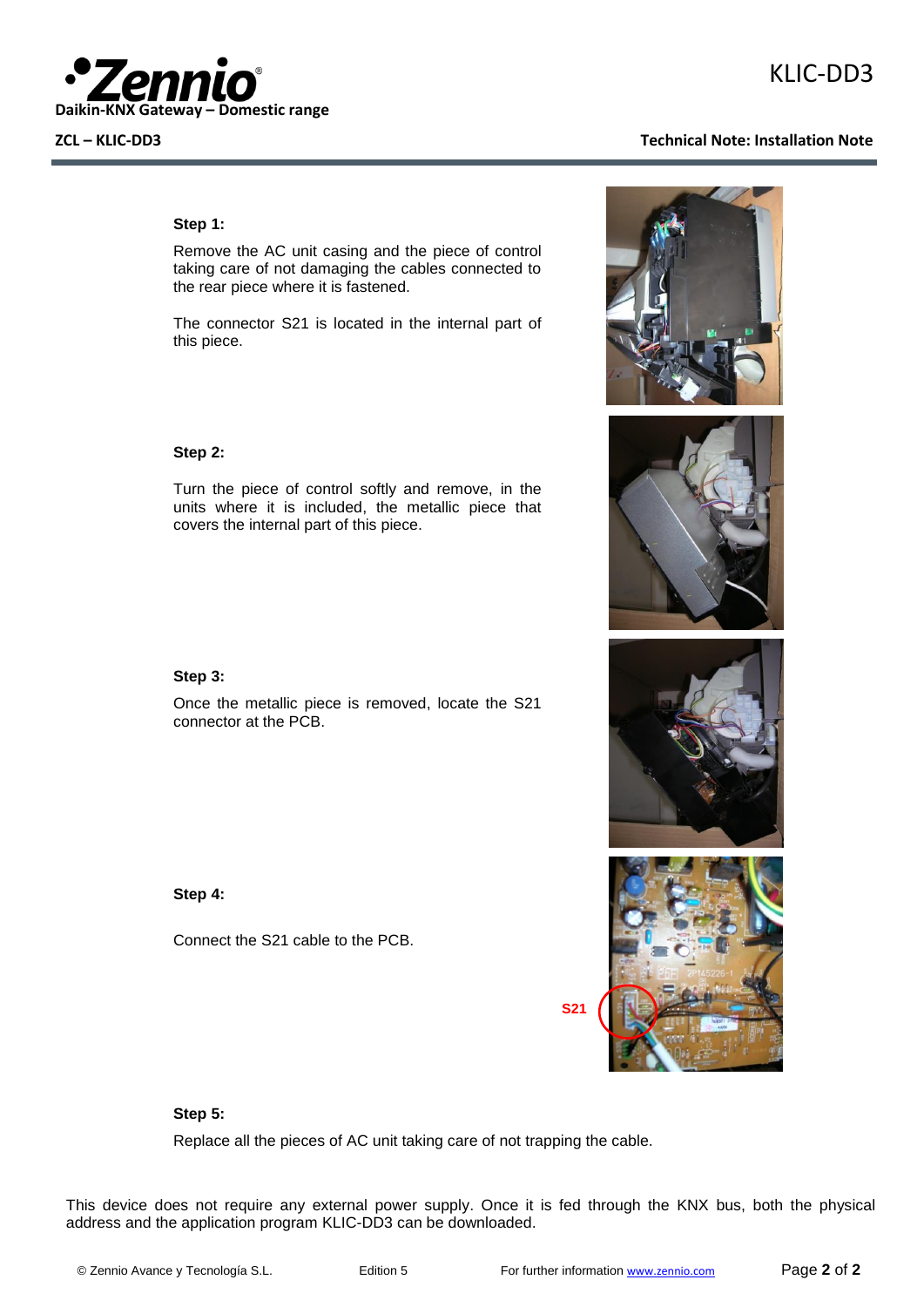**Step 1:**

Remove the AC unit casing and the piece of control taking care of not damaging the cables connected to the rear piece where it is fastened.

The connector S21 is located in the internal part of this piece.

**Step 2:**

Turn the piece of control softly and remove, in the units where it is included, the metallic piece that covers the internal part of this piece.

**Step 3:**

Once the metallic piece is removed, locate the S21 connector at the PCB.

**Step 4:**

Connect the S21 cable to the PCB.

S21

**Step 5:**

Replace all the pieces of AC unit taking care of not trapping the cable.

This device does not require any external power supply. Once it is fed through the KNX bus, both the physical address and the application program KLIC-DD3 can be downloaded.